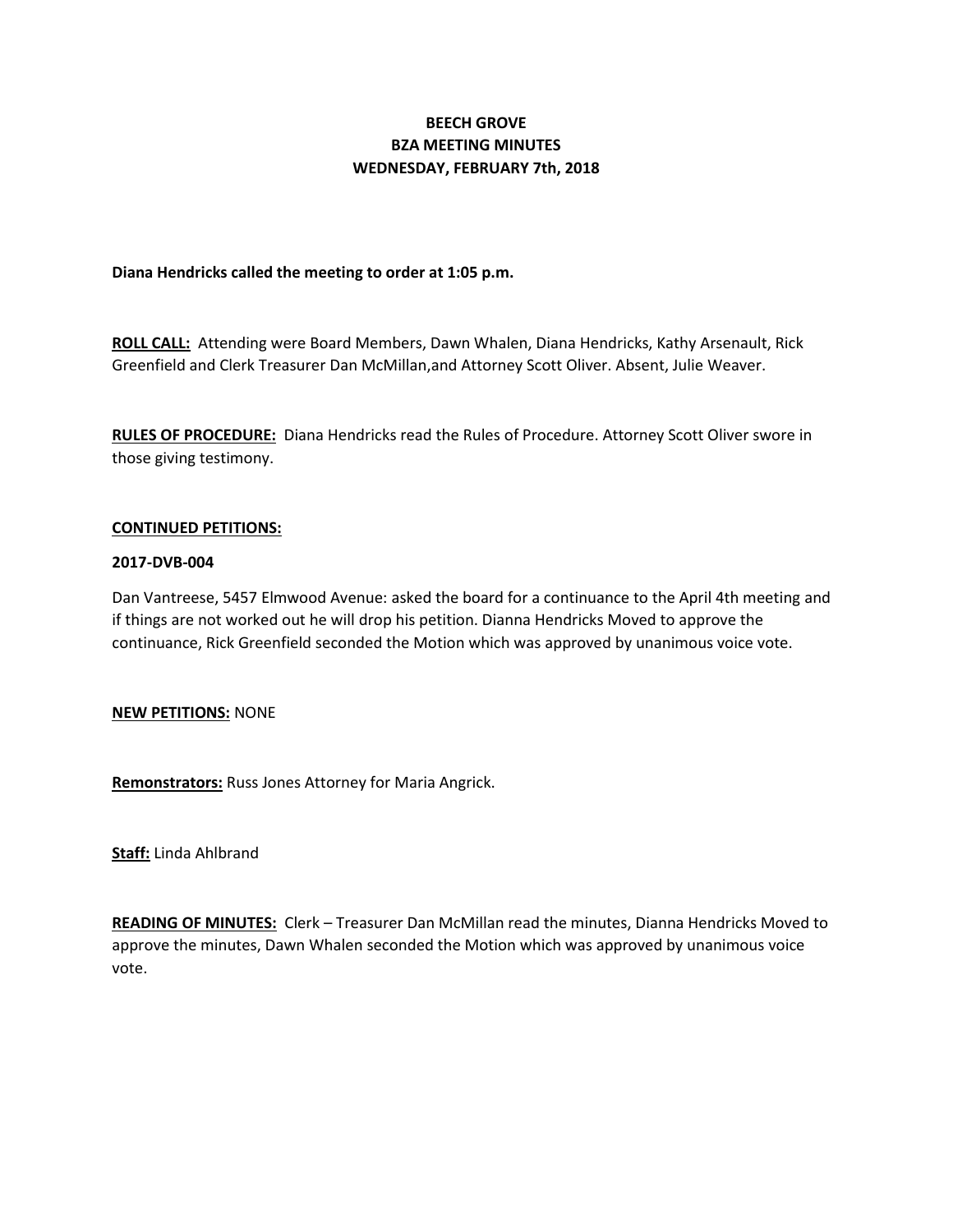**BEECH GROVE**
**BZA MEETING MINUTES**
**WEDNESDAY, FEBRUARY 7th, 2018**

**Diana Hendricks called the meeting to order at 1:05 p.m.**

**ROLL CALL:** Attending were Board Members, Dawn Whalen, Diana Hendricks, Kathy Arsenault, Rick Greenfield and Clerk Treasurer Dan McMillan,and Attorney Scott Oliver. Absent, Julie Weaver.

**RULES OF PROCEDURE:** Diana Hendricks read the Rules of Procedure. Attorney Scott Oliver swore in those giving testimony.

**CONTINUED PETITIONS:**

**2017-DVB-004**

Dan Vantreese, 5457 Elmwood Avenue: asked the board for a continuance to the April 4th meeting and if things are not worked out he will drop his petition. Dianna Hendricks Moved to approve the continuance, Rick Greenfield seconded the Motion which was approved by unanimous voice vote.

**NEW PETITIONS:** NONE

**Remonstrators:** Russ Jones Attorney for Maria Angrick.

**Staff:** Linda Ahlbrand

**READING OF MINUTES:** Clerk – Treasurer Dan McMillan read the minutes, Dianna Hendricks Moved to approve the minutes, Dawn Whalen seconded the Motion which was approved by unanimous voice vote.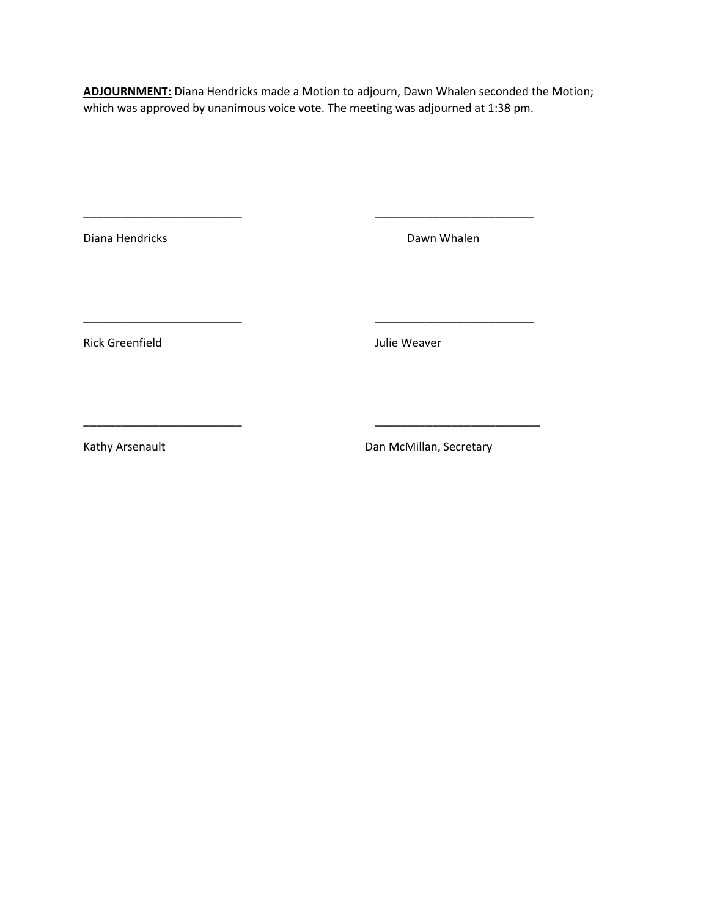**ADJOURNMENT:** Diana Hendricks made a Motion to adjourn, Dawn Whalen seconded the Motion; which was approved by unanimous voice vote. The meeting was adjourned at 1:38 pm.

| | |
|---|---|
| _________________________ | _________________________ |
| Diana Hendricks | Dawn Whalen |
| _________________________ | _________________________ |
| Rick Greenfield | Julie Weaver |
| _________________________ | _________________________ |
| Kathy Arsenault | Dan McMillan, Secretary |